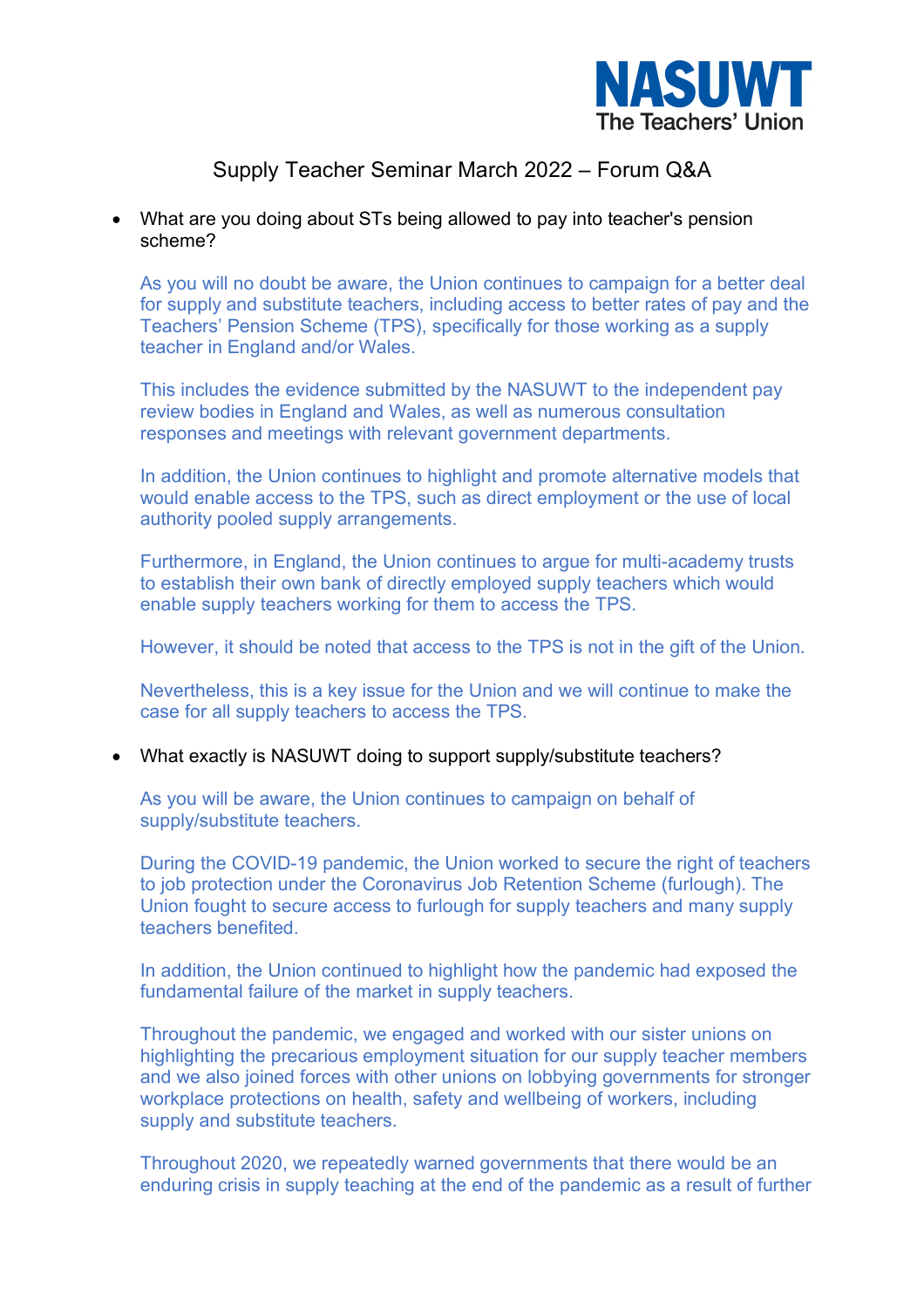NASUWT
The Teachers' Union

# Supply Teacher Seminar March 2022 – Forum Q&A

- What are you doing about STs being allowed to pay into teacher's pension scheme?

  As you will no doubt be aware, the Union continues to campaign for a better deal for supply and substitute teachers, including access to better rates of pay and the Teachers' Pension Scheme (TPS), specifically for those working as a supply teacher in England and/or Wales.

  This includes the evidence submitted by the NASUWT to the independent pay review bodies in England and Wales, as well as numerous consultation responses and meetings with relevant government departments.

  In addition, the Union continues to highlight and promote alternative models that would enable access to the TPS, such as direct employment or the use of local authority pooled supply arrangements.

  Furthermore, in England, the Union continues to argue for multi-academy trusts to establish their own bank of directly employed supply teachers which would enable supply teachers working for them to access the TPS.

  However, it should be noted that access to the TPS is not in the gift of the Union.

  Nevertheless, this is a key issue for the Union and we will continue to make the case for all supply teachers to access the TPS.

- What exactly is NASUWT doing to support supply/substitute teachers?

  As you will be aware, the Union continues to campaign on behalf of supply/substitute teachers.

  During the COVID-19 pandemic, the Union worked to secure the right of teachers to job protection under the Coronavirus Job Retention Scheme (furlough). The Union fought to secure access to furlough for supply teachers and many supply teachers benefited.

  In addition, the Union continued to highlight how the pandemic had exposed the fundamental failure of the market in supply teachers.

  Throughout the pandemic, we engaged and worked with our sister unions on highlighting the precarious employment situation for our supply teacher members and we also joined forces with other unions on lobbying governments for stronger workplace protections on health, safety and wellbeing of workers, including supply and substitute teachers.

  Throughout 2020, we repeatedly warned governments that there would be an enduring crisis in supply teaching at the end of the pandemic as a result of further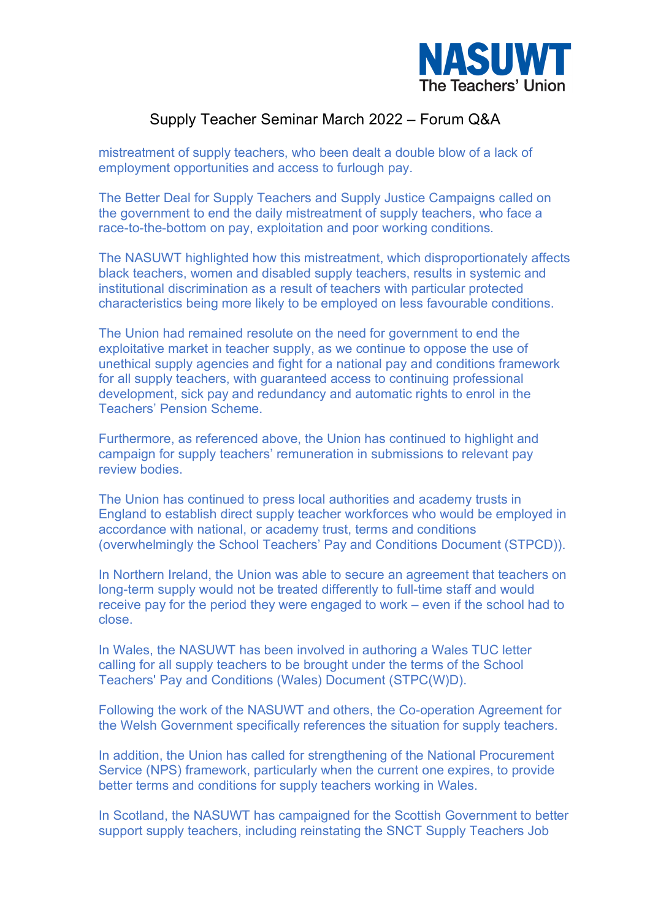mistreatment of supply teachers, who been dealt a double blow of a lack of employment opportunities and access to furlough pay.

The Better Deal for Supply Teachers and Supply Justice Campaigns called on the government to end the daily mistreatment of supply teachers, who face a race-to-the-bottom on pay, exploitation and poor working conditions.

The NASUWT highlighted how this mistreatment, which disproportionately affects black teachers, women and disabled supply teachers, results in systemic and institutional discrimination as a result of teachers with particular protected characteristics being more likely to be employed on less favourable conditions.

The Union had remained resolute on the need for government to end the exploitative market in teacher supply, as we continue to oppose the use of unethical supply agencies and fight for a national pay and conditions framework for all supply teachers, with guaranteed access to continuing professional development, sick pay and redundancy and automatic rights to enrol in the Teachers' Pension Scheme.

Furthermore, as referenced above, the Union has continued to highlight and campaign for supply teachers' remuneration in submissions to relevant pay review bodies.

The Union has continued to press local authorities and academy trusts in England to establish direct supply teacher workforces who would be employed in accordance with national, or academy trust, terms and conditions (overwhelmingly the School Teachers' Pay and Conditions Document (STPCD)).

In Northern Ireland, the Union was able to secure an agreement that teachers on long-term supply would not be treated differently to full-time staff and would receive pay for the period they were engaged to work – even if the school had to close.

In Wales, the NASUWT has been involved in authoring a Wales TUC letter calling for all supply teachers to be brought under the terms of the School Teachers' Pay and Conditions (Wales) Document (STPC(W)D).

Following the work of the NASUWT and others, the Co-operation Agreement for the Welsh Government specifically references the situation for supply teachers.

In addition, the Union has called for strengthening of the National Procurement Service (NPS) framework, particularly when the current one expires, to provide better terms and conditions for supply teachers working in Wales.

In Scotland, the NASUWT has campaigned for the Scottish Government to better support supply teachers, including reinstating the SNCT Supply Teachers Job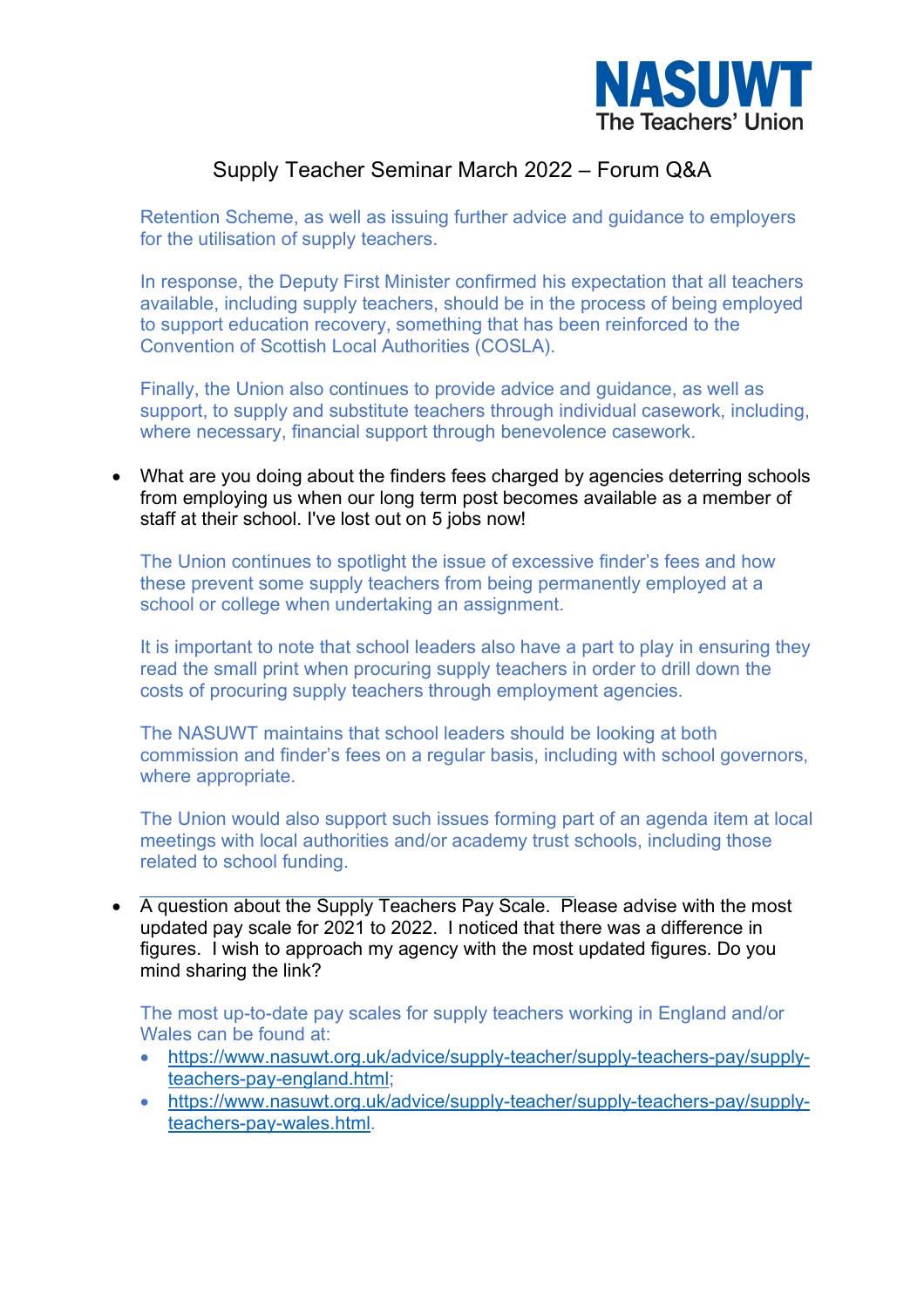Retention Scheme, as well as issuing further advice and guidance to employers for the utilisation of supply teachers.

In response, the Deputy First Minister confirmed his expectation that all teachers available, including supply teachers, should be in the process of being employed to support education recovery, something that has been reinforced to the Convention of Scottish Local Authorities (COSLA).

Finally, the Union also continues to provide advice and guidance, as well as support, to supply and substitute teachers through individual casework, including, where necessary, financial support through benevolence casework.

- What are you doing about the finders fees charged by agencies deterring schools from employing us when our long term post becomes available as a member of staff at their school. I've lost out on 5 jobs now!

  The Union continues to spotlight the issue of excessive finder's fees and how these prevent some supply teachers from being permanently employed at a school or college when undertaking an assignment.

  It is important to note that school leaders also have a part to play in ensuring they read the small print when procuring supply teachers in order to drill down the costs of procuring supply teachers through employment agencies.

  The NASUWT maintains that school leaders should be looking at both commission and finder's fees on a regular basis, including with school governors, where appropriate.

  The Union would also support such issues forming part of an agenda item at local meetings with local authorities and/or academy trust schools, including those related to school funding.

- A question about the Supply Teachers Pay Scale. Please advise with the most updated pay scale for 2021 to 2022. I noticed that there was a difference in figures. I wish to approach my agency with the most updated figures. Do you mind sharing the link?

  The most up-to-date pay scales for supply teachers working in England and/or Wales can be found at:

  - https://www.nasuwt.org.uk/advice/supply-teacher/supply-teachers-pay/supply-teachers-pay-england.html;
  - https://www.nasuwt.org.uk/advice/supply-teacher/supply-teachers-pay/supply-teachers-pay-wales.html.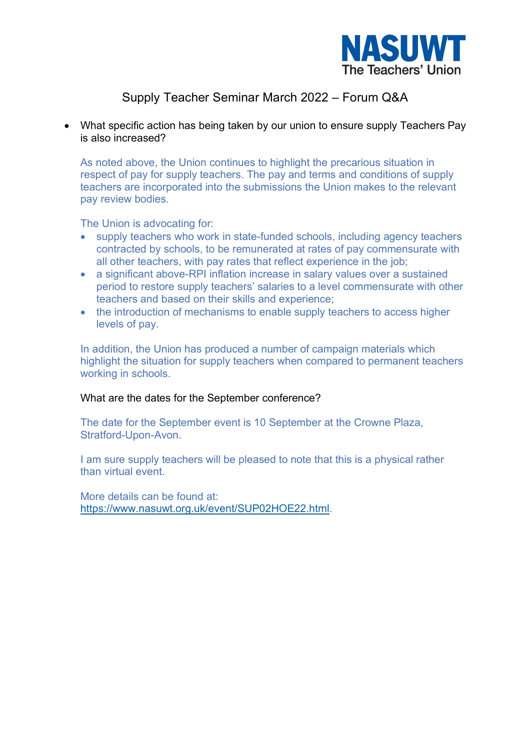NASUWT
The Teachers' Union

# Supply Teacher Seminar March 2022 – Forum Q&A

- What specific action has being taken by our union to ensure supply Teachers Pay is also increased?

  As noted above, the Union continues to highlight the precarious situation in respect of pay for supply teachers. The pay and terms and conditions of supply teachers are incorporated into the submissions the Union makes to the relevant pay review bodies.

  The Union is advocating for:

  - supply teachers who work in state-funded schools, including agency teachers contracted by schools, to be remunerated at rates of pay commensurate with all other teachers, with pay rates that reflect experience in the job;
  - a significant above-RPI inflation increase in salary values over a sustained period to restore supply teachers' salaries to a level commensurate with other teachers and based on their skills and experience;
  - the introduction of mechanisms to enable supply teachers to access higher levels of pay.

  In addition, the Union has produced a number of campaign materials which highlight the situation for supply teachers when compared to permanent teachers working in schools.

  What are the dates for the September conference?

  The date for the September event is 10 September at the Crowne Plaza, Stratford-Upon-Avon.

  I am sure supply teachers will be pleased to note that this is a physical rather than virtual event.

  More details can be found at:
  https://www.nasuwt.org.uk/event/SUP02HOE22.html.